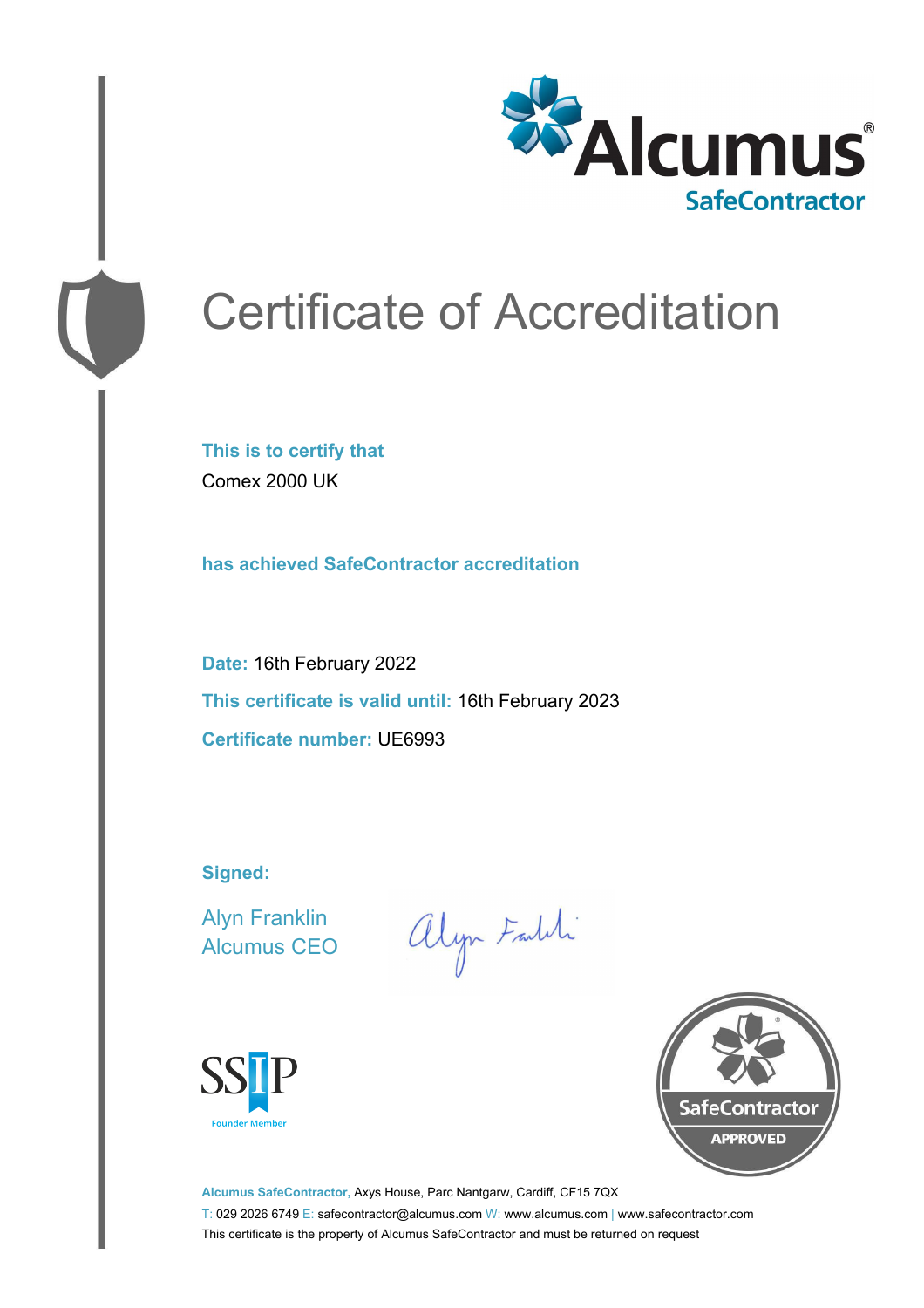Alcumus® SafeContractor

# Certificate of Accreditation

**This is to certify that**

Comex 2000 UK

**has achieved SafeContractor accreditation**

**Date:** 16th February 2022

**This certificate is valid until:** 16th February 2023

**Certificate number:** UE6993

**Signed:**

Alyn Franklin
Alcumus CEO

SSIP Founder Member

SafeContractor APPROVED

**Alcumus SafeContractor,** Axys House, Parc Nantgarw, Cardiff, CF15 7QX

T: 029 2026 6749 E: safecontractor@alcumus.com W: www.alcumus.com | www.safecontractor.com

This certificate is the property of Alcumus SafeContractor and must be returned on request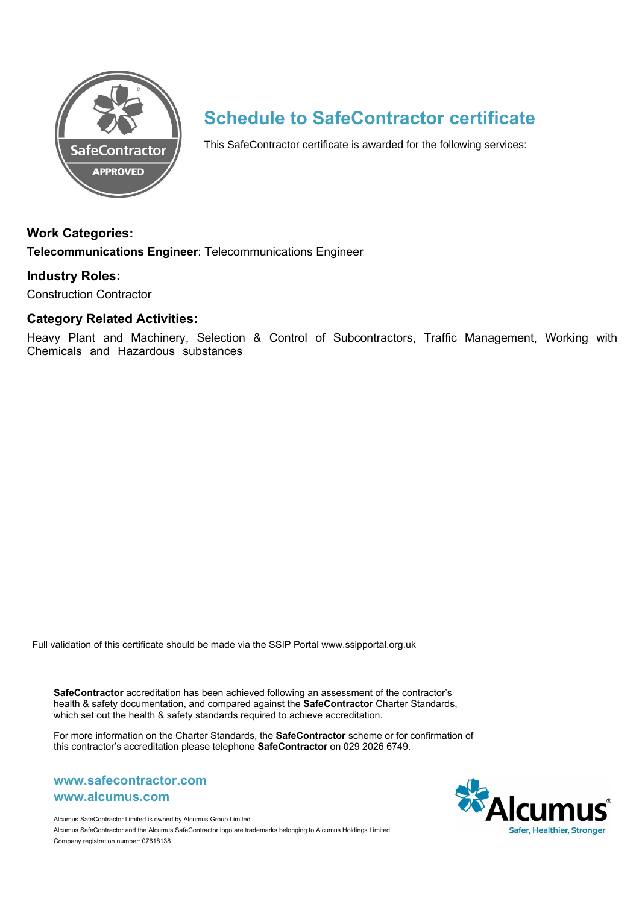## Schedule to SafeContractor certificate

This SafeContractor certificate is awarded for the following services:

### Work Categories:

**Telecommunications Engineer**: Telecommunications Engineer

### Industry Roles:

Construction Contractor

### Category Related Activities:

Heavy Plant and Machinery, Selection & Control of Subcontractors, Traffic Management, Working with Chemicals and Hazardous substances

Full validation of this certificate should be made via the SSIP Portal www.ssipportal.org.uk

**SafeContractor** accreditation has been achieved following an assessment of the contractor's health & safety documentation, and compared against the **SafeContractor** Charter Standards, which set out the health & safety standards required to achieve accreditation.

For more information on the Charter Standards, the **SafeContractor** scheme or for confirmation of this contractor's accreditation please telephone **SafeContractor** on 029 2026 6749.

**www.safecontractor.com**
**www.alcumus.com**

Alcumus SafeContractor Limited is owned by Alcumus Group Limited
Alcumus SafeContractor and the Alcumus SafeContractor logo are trademarks belonging to Alcumus Holdings Limited
Company registration number: 07618138

Alcumus®
Safer, Healthier, Stronger